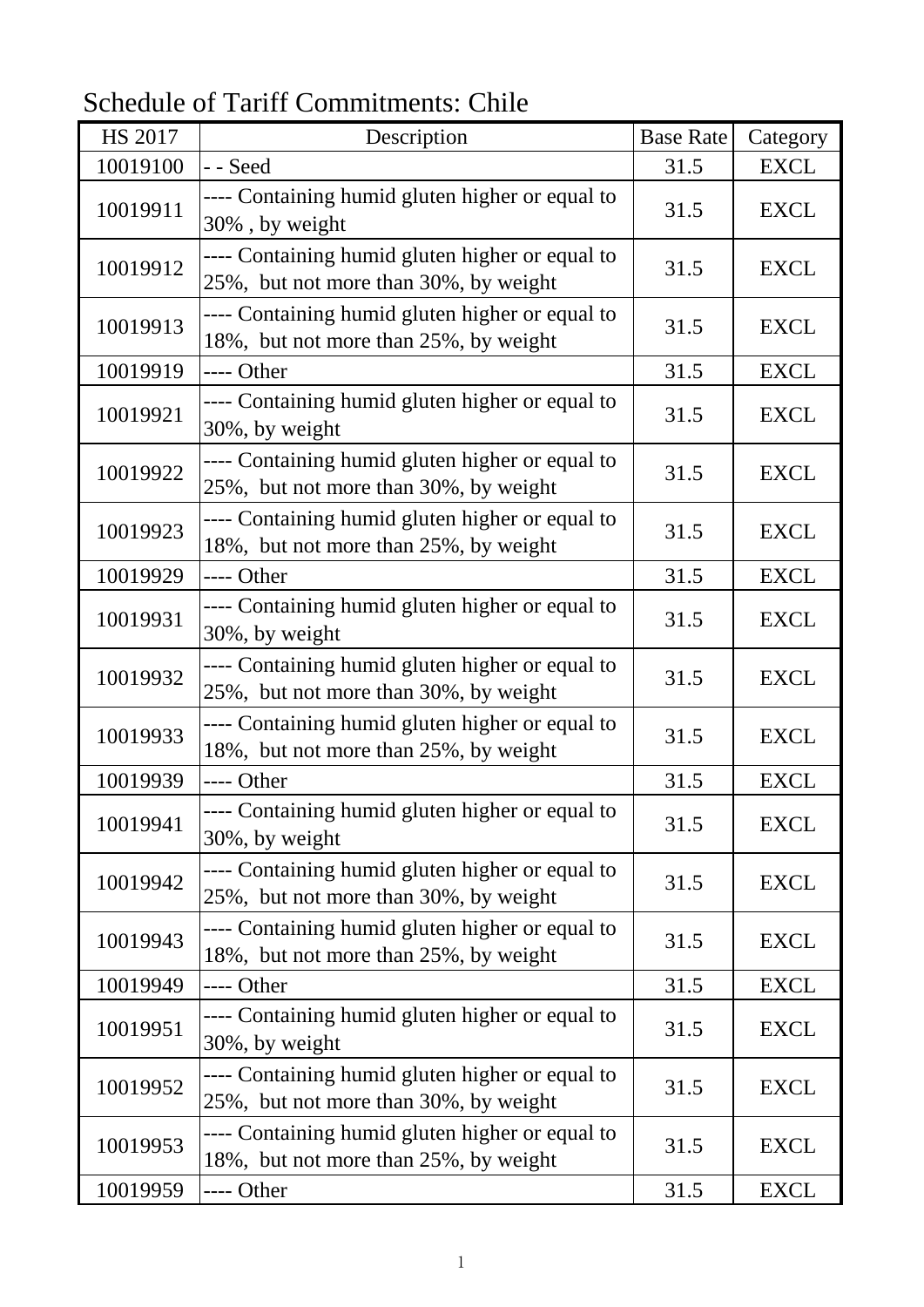# Schedule of Tariff Commitments: Chile

| HS 2017 | Description | Base Rate | Category |
|---|---|---|---|
| 10019100 | - - Seed | 31.5 | EXCL |
| 10019911 | ---- Containing humid gluten higher or equal to 30% , by weight | 31.5 | EXCL |
| 10019912 | ---- Containing humid gluten higher or equal to 25%, but not more than 30%, by weight | 31.5 | EXCL |
| 10019913 | ---- Containing humid gluten higher or equal to 18%, but not more than 25%, by weight | 31.5 | EXCL |
| 10019919 | ---- Other | 31.5 | EXCL |
| 10019921 | ---- Containing humid gluten higher or equal to 30%, by weight | 31.5 | EXCL |
| 10019922 | ---- Containing humid gluten higher or equal to 25%, but not more than 30%, by weight | 31.5 | EXCL |
| 10019923 | ---- Containing humid gluten higher or equal to 18%, but not more than 25%, by weight | 31.5 | EXCL |
| 10019929 | ---- Other | 31.5 | EXCL |
| 10019931 | ---- Containing humid gluten higher or equal to 30%, by weight | 31.5 | EXCL |
| 10019932 | ---- Containing humid gluten higher or equal to 25%, but not more than 30%, by weight | 31.5 | EXCL |
| 10019933 | ---- Containing humid gluten higher or equal to 18%, but not more than 25%, by weight | 31.5 | EXCL |
| 10019939 | ---- Other | 31.5 | EXCL |
| 10019941 | ---- Containing humid gluten higher or equal to 30%, by weight | 31.5 | EXCL |
| 10019942 | ---- Containing humid gluten higher or equal to 25%, but not more than 30%, by weight | 31.5 | EXCL |
| 10019943 | ---- Containing humid gluten higher or equal to 18%, but not more than 25%, by weight | 31.5 | EXCL |
| 10019949 | ---- Other | 31.5 | EXCL |
| 10019951 | ---- Containing humid gluten higher or equal to 30%, by weight | 31.5 | EXCL |
| 10019952 | ---- Containing humid gluten higher or equal to 25%, but not more than 30%, by weight | 31.5 | EXCL |
| 10019953 | ---- Containing humid gluten higher or equal to 18%, but not more than 25%, by weight | 31.5 | EXCL |
| 10019959 | ---- Other | 31.5 | EXCL |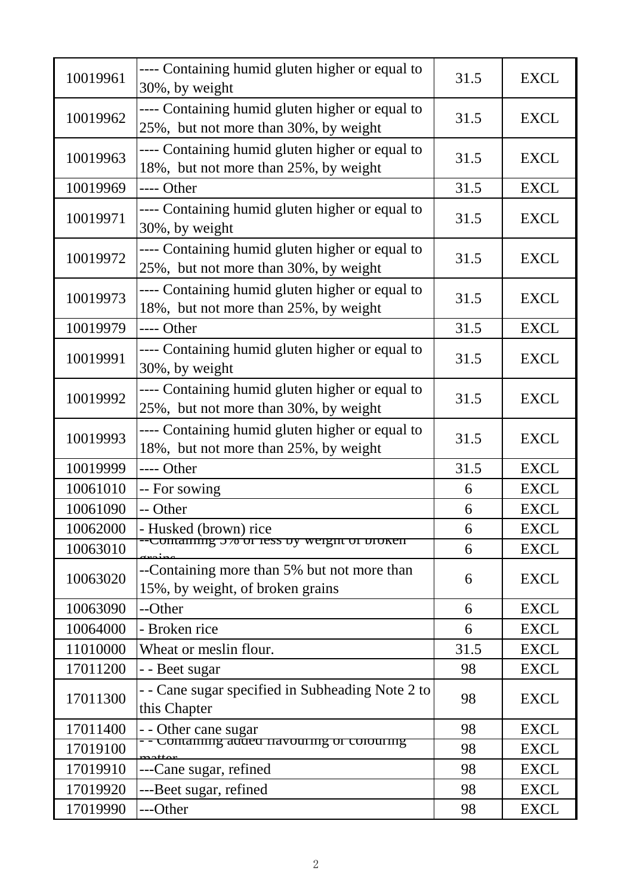| 10019961 | ---- Containing humid gluten higher or equal to 30%, by weight | 31.5 | EXCL |
|---|---|---|---|
| 10019962 | ---- Containing humid gluten higher or equal to 25%, but not more than 30%, by weight | 31.5 | EXCL |
| 10019963 | ---- Containing humid gluten higher or equal to 18%, but not more than 25%, by weight | 31.5 | EXCL |
| 10019969 | ---- Other | 31.5 | EXCL |
| 10019971 | ---- Containing humid gluten higher or equal to 30%, by weight | 31.5 | EXCL |
| 10019972 | ---- Containing humid gluten higher or equal to 25%, but not more than 30%, by weight | 31.5 | EXCL |
| 10019973 | ---- Containing humid gluten higher or equal to 18%, but not more than 25%, by weight | 31.5 | EXCL |
| 10019979 | ---- Other | 31.5 | EXCL |
| 10019991 | ---- Containing humid gluten higher or equal to 30%, by weight | 31.5 | EXCL |
| 10019992 | ---- Containing humid gluten higher or equal to 25%, but not more than 30%, by weight | 31.5 | EXCL |
| 10019993 | ---- Containing humid gluten higher or equal to 18%, but not more than 25%, by weight | 31.5 | EXCL |
| 10019999 | ---- Other | 31.5 | EXCL |
| 10061010 | -- For sowing | 6 | EXCL |
| 10061090 | -- Other | 6 | EXCL |
| 10062000 | - Husked (brown) rice | 6 | EXCL |
| 10063010 | --Containing 5% or less by weight of broken grains | 6 | EXCL |
| 10063020 | --Containing more than 5% but not more than 15%, by weight, of broken grains | 6 | EXCL |
| 10063090 | --Other | 6 | EXCL |
| 10064000 | - Broken rice | 6 | EXCL |
| 11010000 | Wheat or meslin flour. | 31.5 | EXCL |
| 17011200 | - - Beet sugar | 98 | EXCL |
| 17011300 | - - Cane sugar specified in Subheading Note 2 to this Chapter | 98 | EXCL |
| 17011400 | - - Other cane sugar | 98 | EXCL |
| 17019100 | - - Containing added flavouring or colouring matter | 98 | EXCL |
| 17019910 | ---Cane sugar, refined | 98 | EXCL |
| 17019920 | ---Beet sugar, refined | 98 | EXCL |
| 17019990 | ---Other | 98 | EXCL |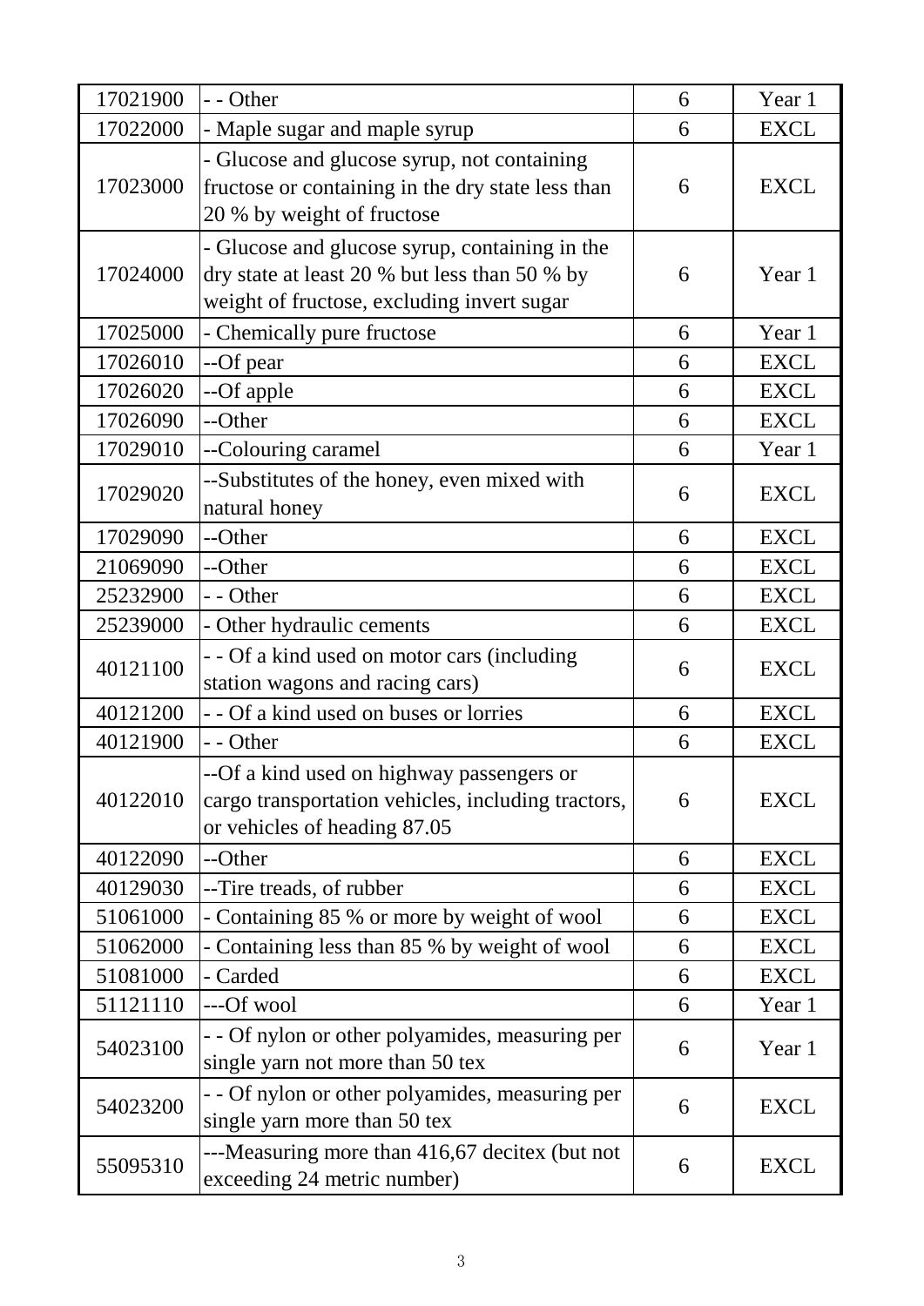| 17021900 | - - Other | 6 | Year 1 |
|---|---|---|---|
| 17022000 | - Maple sugar and maple syrup | 6 | EXCL |
| 17023000 | - Glucose and glucose syrup, not containing fructose or containing in the dry state less than 20 % by weight of fructose | 6 | EXCL |
| 17024000 | - Glucose and glucose syrup, containing in the dry state at least 20 % but less than 50 % by weight of fructose, excluding invert sugar | 6 | Year 1 |
| 17025000 | - Chemically pure fructose | 6 | Year 1 |
| 17026010 | --Of pear | 6 | EXCL |
| 17026020 | --Of apple | 6 | EXCL |
| 17026090 | --Other | 6 | EXCL |
| 17029010 | --Colouring caramel | 6 | Year 1 |
| 17029020 | --Substitutes of the honey, even mixed with natural honey | 6 | EXCL |
| 17029090 | --Other | 6 | EXCL |
| 21069090 | --Other | 6 | EXCL |
| 25232900 | - - Other | 6 | EXCL |
| 25239000 | - Other hydraulic cements | 6 | EXCL |
| 40121100 | - - Of a kind used on motor cars (including station wagons and racing cars) | 6 | EXCL |
| 40121200 | - - Of a kind used on buses or lorries | 6 | EXCL |
| 40121900 | - - Other | 6 | EXCL |
| 40122010 | --Of a kind used on highway passengers or cargo transportation vehicles, including tractors, or vehicles of heading 87.05 | 6 | EXCL |
| 40122090 | --Other | 6 | EXCL |
| 40129030 | --Tire treads, of rubber | 6 | EXCL |
| 51061000 | - Containing 85 % or more by weight of wool | 6 | EXCL |
| 51062000 | - Containing less than 85 % by weight of wool | 6 | EXCL |
| 51081000 | - Carded | 6 | EXCL |
| 51121110 | ---Of wool | 6 | Year 1 |
| 54023100 | - - Of nylon or other polyamides, measuring per single yarn not more than 50 tex | 6 | Year 1 |
| 54023200 | - - Of nylon or other polyamides, measuring per single yarn more than 50 tex | 6 | EXCL |
| 55095310 | ---Measuring more than 416,67 decitex (but not exceeding 24 metric number) | 6 | EXCL |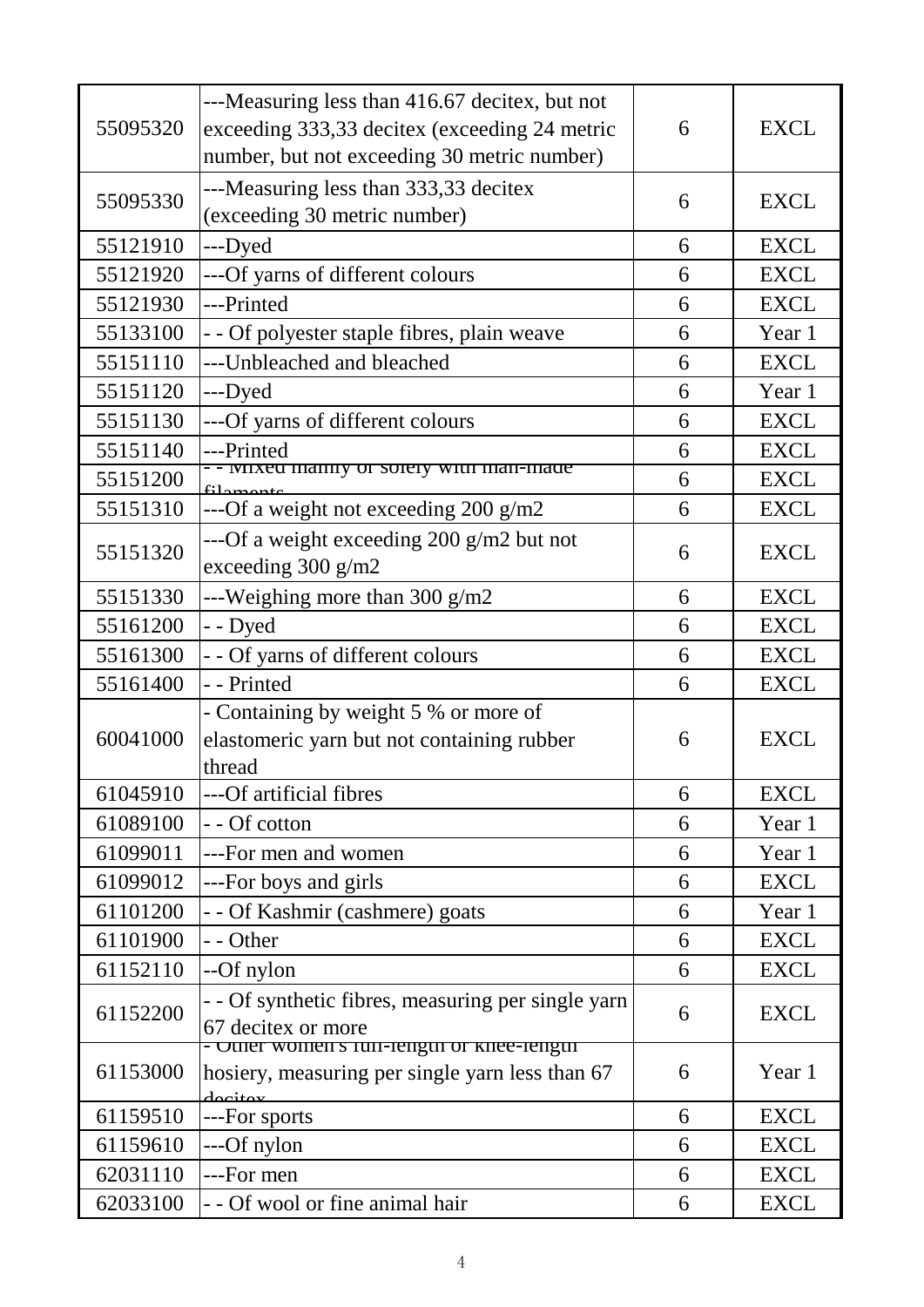| | | | |
|---|---|---|---|
| 55095320 | ---Measuring less than 416.67 decitex, but not exceeding 333,33 decitex (exceeding 24 metric number, but not exceeding 30 metric number) | 6 | EXCL |
| 55095330 | ---Measuring less than 333,33 decitex (exceeding 30 metric number) | 6 | EXCL |
| 55121910 | ---Dyed | 6 | EXCL |
| 55121920 | ---Of yarns of different colours | 6 | EXCL |
| 55121930 | ---Printed | 6 | EXCL |
| 55133100 | - - Of polyester staple fibres, plain weave | 6 | Year 1 |
| 55151110 | ---Unbleached and bleached | 6 | EXCL |
| 55151120 | ---Dyed | 6 | Year 1 |
| 55151130 | ---Of yarns of different colours | 6 | EXCL |
| 55151140 | ---Printed | 6 | EXCL |
| 55151200 | - - Mixed mainly or solely with man-made filaments | 6 | EXCL |
| 55151310 | ---Of a weight not exceeding 200 g/m2 | 6 | EXCL |
| 55151320 | ---Of a weight exceeding 200 g/m2 but not exceeding 300 g/m2 | 6 | EXCL |
| 55151330 | ---Weighing more than 300 g/m2 | 6 | EXCL |
| 55161200 | - - Dyed | 6 | EXCL |
| 55161300 | - - Of yarns of different colours | 6 | EXCL |
| 55161400 | - - Printed | 6 | EXCL |
| 60041000 | - Containing by weight 5 % or more of elastomeric yarn but not containing rubber thread | 6 | EXCL |
| 61045910 | ---Of artificial fibres | 6 | EXCL |
| 61089100 | - - Of cotton | 6 | Year 1 |
| 61099011 | ---For men and women | 6 | Year 1 |
| 61099012 | ---For boys and girls | 6 | EXCL |
| 61101200 | - - Of Kashmir (cashmere) goats | 6 | Year 1 |
| 61101900 | - - Other | 6 | EXCL |
| 61152110 | --Of nylon | 6 | EXCL |
| 61152200 | - - Of synthetic fibres, measuring per single yarn 67 decitex or more | 6 | EXCL |
| 61153000 | - Other women's full-length or knee-length hosiery, measuring per single yarn less than 67 decitex | 6 | Year 1 |
| 61159510 | ---For sports | 6 | EXCL |
| 61159610 | ---Of nylon | 6 | EXCL |
| 62031110 | ---For men | 6 | EXCL |
| 62033100 | - - Of wool or fine animal hair | 6 | EXCL |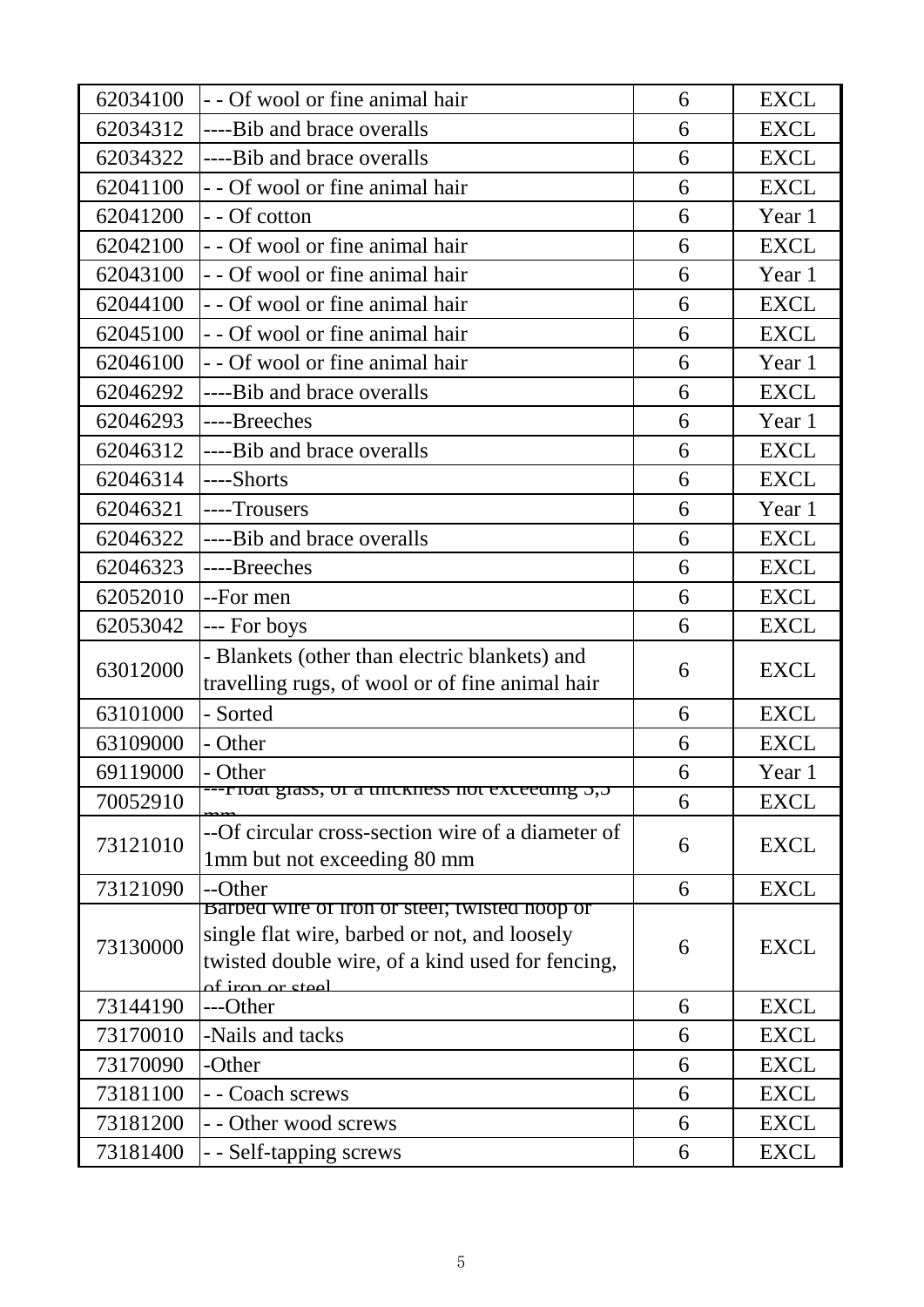| | | | |
|---|---|---|---|
| 62034100 | - - Of wool or fine animal hair | 6 | EXCL |
| 62034312 | ----Bib and brace overalls | 6 | EXCL |
| 62034322 | ----Bib and brace overalls | 6 | EXCL |
| 62041100 | - - Of wool or fine animal hair | 6 | EXCL |
| 62041200 | - - Of cotton | 6 | Year 1 |
| 62042100 | - - Of wool or fine animal hair | 6 | EXCL |
| 62043100 | - - Of wool or fine animal hair | 6 | Year 1 |
| 62044100 | - - Of wool or fine animal hair | 6 | EXCL |
| 62045100 | - - Of wool or fine animal hair | 6 | EXCL |
| 62046100 | - - Of wool or fine animal hair | 6 | Year 1 |
| 62046292 | ----Bib and brace overalls | 6 | EXCL |
| 62046293 | ----Breeches | 6 | Year 1 |
| 62046312 | ----Bib and brace overalls | 6 | EXCL |
| 62046314 | ----Shorts | 6 | EXCL |
| 62046321 | ----Trousers | 6 | Year 1 |
| 62046322 | ----Bib and brace overalls | 6 | EXCL |
| 62046323 | ----Breeches | 6 | EXCL |
| 62052010 | --For men | 6 | EXCL |
| 62053042 | --- For boys | 6 | EXCL |
| 63012000 | - Blankets (other than electric blankets) and travelling rugs, of wool or of fine animal hair | 6 | EXCL |
| 63101000 | - Sorted | 6 | EXCL |
| 63109000 | - Other | 6 | EXCL |
| 69119000 | - Other | 6 | Year 1 |
| 70052910 | ---Float glass, of a thickness not exceeding 3,5 mm | 6 | EXCL |
| 73121010 | --Of circular cross-section wire of a diameter of 1mm but not exceeding 80 mm | 6 | EXCL |
| 73121090 | --Other | 6 | EXCL |
| 73130000 | Barbed wire of iron or steel; twisted hoop or single flat wire, barbed or not, and loosely twisted double wire, of a kind used for fencing, of iron or steel | 6 | EXCL |
| 73144190 | ---Other | 6 | EXCL |
| 73170010 | -Nails and tacks | 6 | EXCL |
| 73170090 | -Other | 6 | EXCL |
| 73181100 | - - Coach screws | 6 | EXCL |
| 73181200 | - - Other wood screws | 6 | EXCL |
| 73181400 | - - Self-tapping screws | 6 | EXCL |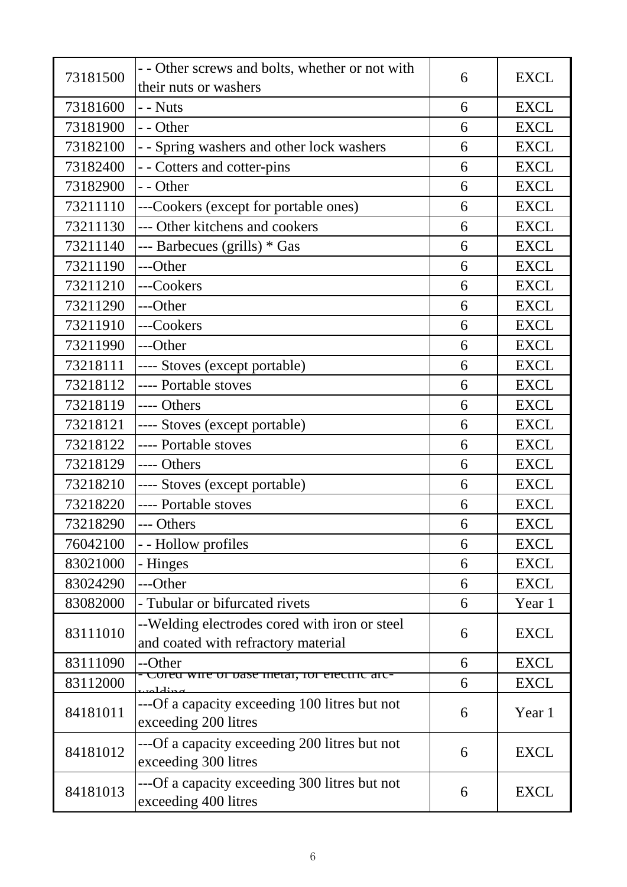| 73181500 | - - Other screws and bolts, whether or not with their nuts or washers | 6 | EXCL |
|---|---|---|---|
| 73181600 | - - Nuts | 6 | EXCL |
| 73181900 | - - Other | 6 | EXCL |
| 73182100 | - - Spring washers and other lock washers | 6 | EXCL |
| 73182400 | - - Cotters and cotter-pins | 6 | EXCL |
| 73182900 | - - Other | 6 | EXCL |
| 73211110 | ---Cookers (except for portable ones) | 6 | EXCL |
| 73211130 | --- Other kitchens and cookers | 6 | EXCL |
| 73211140 | --- Barbecues (grills) * Gas | 6 | EXCL |
| 73211190 | ---Other | 6 | EXCL |
| 73211210 | ---Cookers | 6 | EXCL |
| 73211290 | ---Other | 6 | EXCL |
| 73211910 | ---Cookers | 6 | EXCL |
| 73211990 | ---Other | 6 | EXCL |
| 73218111 | ---- Stoves (except portable) | 6 | EXCL |
| 73218112 | ---- Portable stoves | 6 | EXCL |
| 73218119 | ---- Others | 6 | EXCL |
| 73218121 | ---- Stoves (except portable) | 6 | EXCL |
| 73218122 | ---- Portable stoves | 6 | EXCL |
| 73218129 | ---- Others | 6 | EXCL |
| 73218210 | ---- Stoves (except portable) | 6 | EXCL |
| 73218220 | ---- Portable stoves | 6 | EXCL |
| 73218290 | --- Others | 6 | EXCL |
| 76042100 | - - Hollow profiles | 6 | EXCL |
| 83021000 | - Hinges | 6 | EXCL |
| 83024290 | ---Other | 6 | EXCL |
| 83082000 | - Tubular or bifurcated rivets | 6 | Year 1 |
| 83111010 | --Welding electrodes cored with iron or steel and coated with refractory material | 6 | EXCL |
| 83111090 | --Other | 6 | EXCL |
| 83112000 | - Cored wire of base metal, for electric arc-welding | 6 | EXCL |
| 84181011 | ---Of a capacity exceeding 100 litres but not exceeding 200 litres | 6 | Year 1 |
| 84181012 | ---Of a capacity exceeding 200 litres but not exceeding 300 litres | 6 | EXCL |
| 84181013 | ---Of a capacity exceeding 300 litres but not exceeding 400 litres | 6 | EXCL |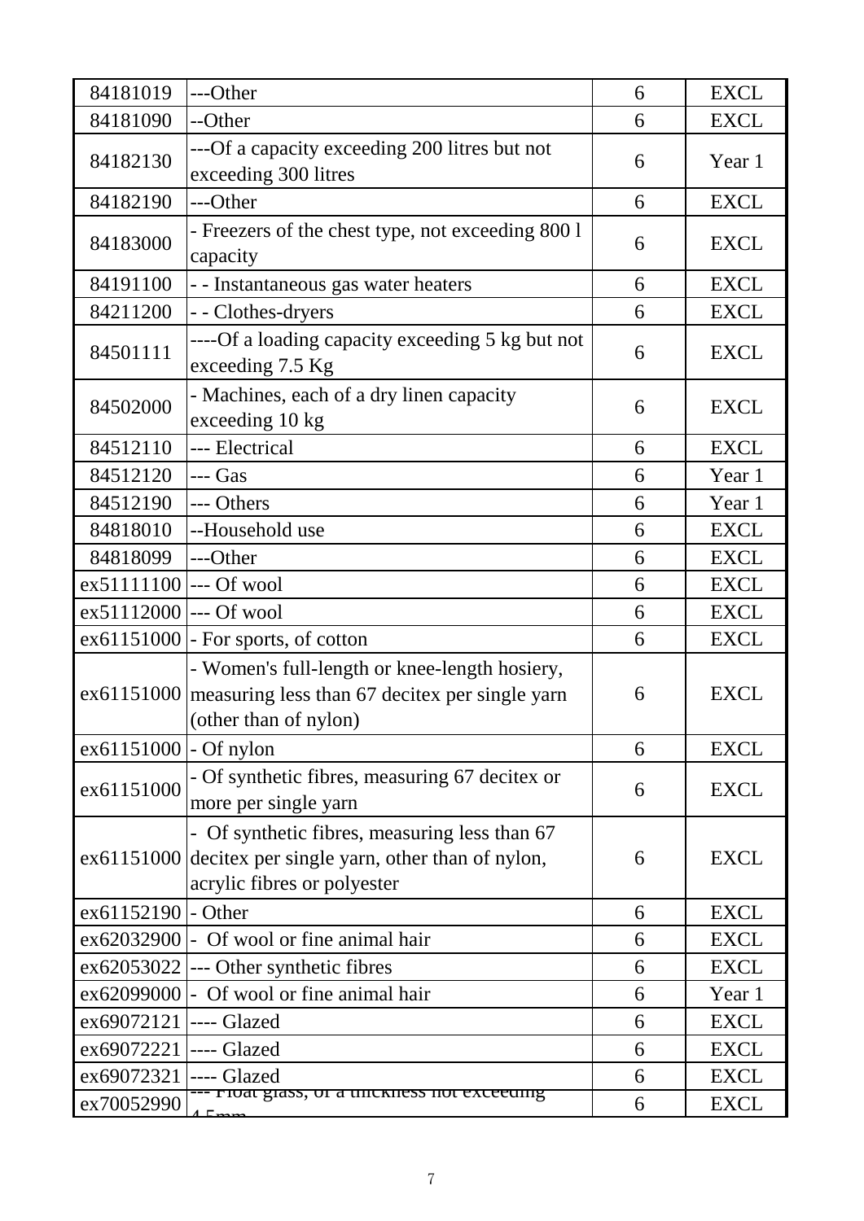| 84181019 | ---Other | 6 | EXCL |
|---|---|---|---|
| 84181090 | --Other | 6 | EXCL |
| 84182130 | ---Of a capacity exceeding 200 litres but not exceeding 300 litres | 6 | Year 1 |
| 84182190 | ---Other | 6 | EXCL |
| 84183000 | - Freezers of the chest type, not exceeding 800 l capacity | 6 | EXCL |
| 84191100 | - - Instantaneous gas water heaters | 6 | EXCL |
| 84211200 | - - Clothes-dryers | 6 | EXCL |
| 84501111 | ----Of a loading capacity exceeding 5 kg but not exceeding 7.5 Kg | 6 | EXCL |
| 84502000 | - Machines, each of a dry linen capacity exceeding 10 kg | 6 | EXCL |
| 84512110 | --- Electrical | 6 | EXCL |
| 84512120 | --- Gas | 6 | Year 1 |
| 84512190 | --- Others | 6 | Year 1 |
| 84818010 | --Household use | 6 | EXCL |
| 84818099 | ---Other | 6 | EXCL |
| ex51111100 | --- Of wool | 6 | EXCL |
| ex51112000 | --- Of wool | 6 | EXCL |
| ex61151000 | - For sports, of cotton | 6 | EXCL |
| ex61151000 | - Women's full-length or knee-length hosiery, measuring less than 67 decitex per single yarn (other than of nylon) | 6 | EXCL |
| ex61151000 | - Of nylon | 6 | EXCL |
| ex61151000 | - Of synthetic fibres, measuring 67 decitex or more per single yarn | 6 | EXCL |
| ex61151000 | - Of synthetic fibres, measuring less than 67 decitex per single yarn, other than of nylon, acrylic fibres or polyester | 6 | EXCL |
| ex61152190 | - Other | 6 | EXCL |
| ex62032900 | - Of wool or fine animal hair | 6 | EXCL |
| ex62053022 | --- Other synthetic fibres | 6 | EXCL |
| ex62099000 | - Of wool or fine animal hair | 6 | Year 1 |
| ex69072121 | ---- Glazed | 6 | EXCL |
| ex69072221 | ---- Glazed | 6 | EXCL |
| ex69072321 | ---- Glazed | 6 | EXCL |
| ex70052990 | --- Float glass, of a thickness not exceeding 4.5mm | 6 | EXCL |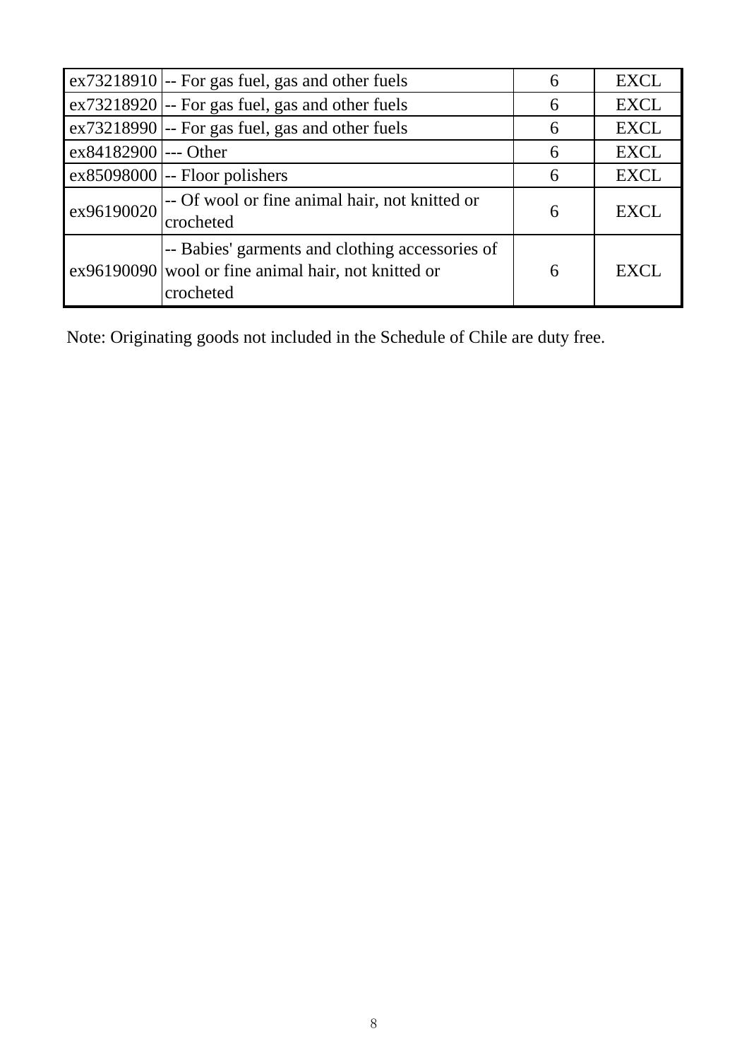| | | | |
|---|---|---|---|
| ex73218910 | -- For gas fuel, gas and other fuels | 6 | EXCL |
| ex73218920 | -- For gas fuel, gas and other fuels | 6 | EXCL |
| ex73218990 | -- For gas fuel, gas and other fuels | 6 | EXCL |
| ex84182900 | --- Other | 6 | EXCL |
| ex85098000 | -- Floor polishers | 6 | EXCL |
| ex96190020 | -- Of wool or fine animal hair, not knitted or crocheted | 6 | EXCL |
| ex96190090 | -- Babies' garments and clothing accessories of wool or fine animal hair, not knitted or crocheted | 6 | EXCL |

Note: Originating goods not included in the Schedule of Chile are duty free.